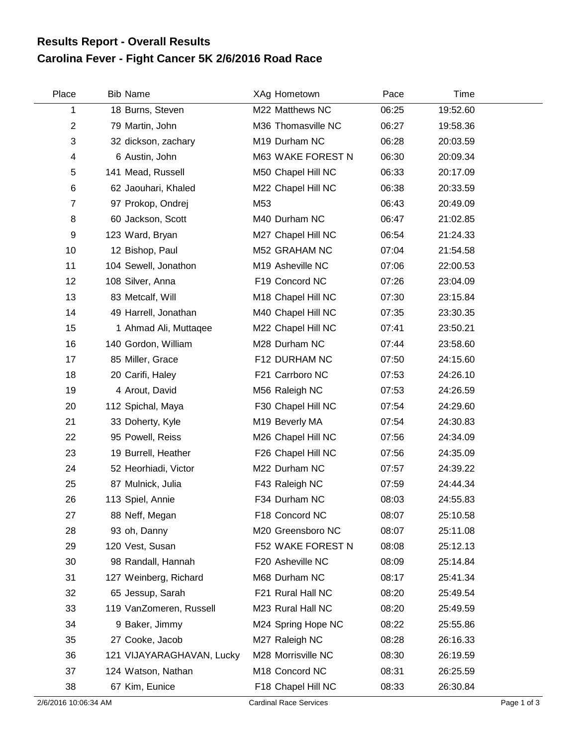## Results Report - Overall Results
## Carolina Fever - Fight Cancer 5K 2/6/2016 Road Race

| Place | Bib | Name | XAg | Hometown | Pace | Time |
|---|---|---|---|---|---|---|
| 1 | 18 | Burns, Steven | M22 | Matthews NC | 06:25 | 19:52.60 |
| 2 | 79 | Martin, John | M36 | Thomasville NC | 06:27 | 19:58.36 |
| 3 | 32 | dickson, zachary | M19 | Durham NC | 06:28 | 20:03.59 |
| 4 | 6 | Austin, John | M63 | WAKE FOREST N | 06:30 | 20:09.34 |
| 5 | 141 | Mead, Russell | M50 | Chapel Hill NC | 06:33 | 20:17.09 |
| 6 | 62 | Jaouhari, Khaled | M22 | Chapel Hill NC | 06:38 | 20:33.59 |
| 7 | 97 | Prokop, Ondrej | M53 | | 06:43 | 20:49.09 |
| 8 | 60 | Jackson, Scott | M40 | Durham NC | 06:47 | 21:02.85 |
| 9 | 123 | Ward, Bryan | M27 | Chapel Hill NC | 06:54 | 21:24.33 |
| 10 | 12 | Bishop, Paul | M52 | GRAHAM NC | 07:04 | 21:54.58 |
| 11 | 104 | Sewell, Jonathon | M19 | Asheville NC | 07:06 | 22:00.53 |
| 12 | 108 | Silver, Anna | F19 | Concord NC | 07:26 | 23:04.09 |
| 13 | 83 | Metcalf, Will | M18 | Chapel Hill NC | 07:30 | 23:15.84 |
| 14 | 49 | Harrell, Jonathan | M40 | Chapel Hill NC | 07:35 | 23:30.35 |
| 15 | 1 | Ahmad Ali, Muttaqee | M22 | Chapel Hill NC | 07:41 | 23:50.21 |
| 16 | 140 | Gordon, William | M28 | Durham NC | 07:44 | 23:58.60 |
| 17 | 85 | Miller, Grace | F12 | DURHAM NC | 07:50 | 24:15.60 |
| 18 | 20 | Carifi, Haley | F21 | Carrboro NC | 07:53 | 24:26.10 |
| 19 | 4 | Arout, David | M56 | Raleigh NC | 07:53 | 24:26.59 |
| 20 | 112 | Spichal, Maya | F30 | Chapel Hill NC | 07:54 | 24:29.60 |
| 21 | 33 | Doherty, Kyle | M19 | Beverly MA | 07:54 | 24:30.83 |
| 22 | 95 | Powell, Reiss | M26 | Chapel Hill NC | 07:56 | 24:34.09 |
| 23 | 19 | Burrell, Heather | F26 | Chapel Hill NC | 07:56 | 24:35.09 |
| 24 | 52 | Heorhiadi, Victor | M22 | Durham NC | 07:57 | 24:39.22 |
| 25 | 87 | Mulnick, Julia | F43 | Raleigh NC | 07:59 | 24:44.34 |
| 26 | 113 | Spiel, Annie | F34 | Durham NC | 08:03 | 24:55.83 |
| 27 | 88 | Neff, Megan | F18 | Concord NC | 08:07 | 25:10.58 |
| 28 | 93 | oh, Danny | M20 | Greensboro NC | 08:07 | 25:11.08 |
| 29 | 120 | Vest, Susan | F52 | WAKE FOREST N | 08:08 | 25:12.13 |
| 30 | 98 | Randall, Hannah | F20 | Asheville NC | 08:09 | 25:14.84 |
| 31 | 127 | Weinberg, Richard | M68 | Durham NC | 08:17 | 25:41.34 |
| 32 | 65 | Jessup, Sarah | F21 | Rural Hall NC | 08:20 | 25:49.54 |
| 33 | 119 | VanZomeren, Russell | M23 | Rural Hall NC | 08:20 | 25:49.59 |
| 34 | 9 | Baker, Jimmy | M24 | Spring Hope NC | 08:22 | 25:55.86 |
| 35 | 27 | Cooke, Jacob | M27 | Raleigh NC | 08:28 | 26:16.33 |
| 36 | 121 | VIJAYARAGHAVAN, Lucky | M28 | Morrisville NC | 08:30 | 26:19.59 |
| 37 | 124 | Watson, Nathan | M18 | Concord NC | 08:31 | 26:25.59 |
| 38 | 67 | Kim, Eunice | F18 | Chapel Hill NC | 08:33 | 26:30.84 |

2/6/2016 10:06:34 AM — Cardinal Race Services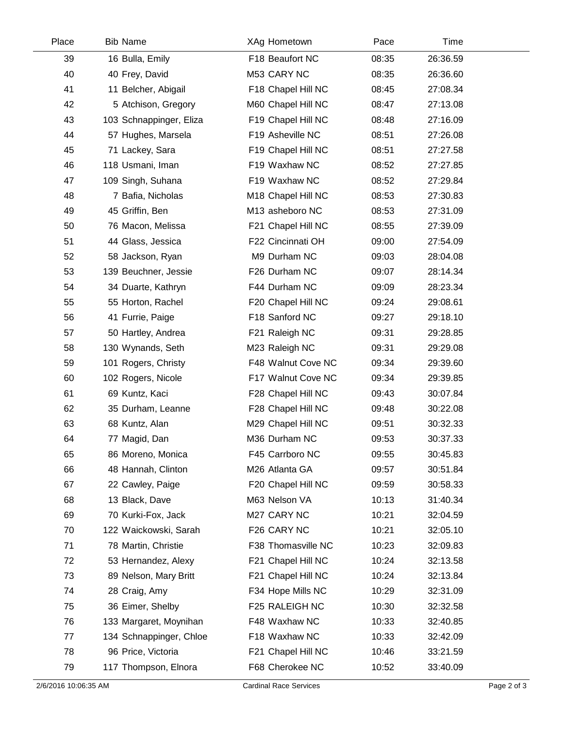| Place | Bib | Name | XAg | Hometown | Pace | Time |
|---|---|---|---|---|---|---|
| 39 | 16 | Bulla, Emily | F18 | Beaufort NC | 08:35 | 26:36.59 |
| 40 | 40 | Frey, David | M53 | CARY NC | 08:35 | 26:36.60 |
| 41 | 11 | Belcher, Abigail | F18 | Chapel Hill NC | 08:45 | 27:08.34 |
| 42 | 5 | Atchison, Gregory | M60 | Chapel Hill NC | 08:47 | 27:13.08 |
| 43 | 103 | Schnappinger, Eliza | F19 | Chapel Hill NC | 08:48 | 27:16.09 |
| 44 | 57 | Hughes, Marsela | F19 | Asheville NC | 08:51 | 27:26.08 |
| 45 | 71 | Lackey, Sara | F19 | Chapel Hill NC | 08:51 | 27:27.58 |
| 46 | 118 | Usmani, Iman | F19 | Waxhaw NC | 08:52 | 27:27.85 |
| 47 | 109 | Singh, Suhana | F19 | Waxhaw NC | 08:52 | 27:29.84 |
| 48 | 7 | Bafia, Nicholas | M18 | Chapel Hill NC | 08:53 | 27:30.83 |
| 49 | 45 | Griffin, Ben | M13 | asheboro NC | 08:53 | 27:31.09 |
| 50 | 76 | Macon, Melissa | F21 | Chapel Hill NC | 08:55 | 27:39.09 |
| 51 | 44 | Glass, Jessica | F22 | Cincinnati OH | 09:00 | 27:54.09 |
| 52 | 58 | Jackson, Ryan | M9 | Durham NC | 09:03 | 28:04.08 |
| 53 | 139 | Beuchner, Jessie | F26 | Durham NC | 09:07 | 28:14.34 |
| 54 | 34 | Duarte, Kathryn | F44 | Durham NC | 09:09 | 28:23.34 |
| 55 | 55 | Horton, Rachel | F20 | Chapel Hill NC | 09:24 | 29:08.61 |
| 56 | 41 | Furrie, Paige | F18 | Sanford NC | 09:27 | 29:18.10 |
| 57 | 50 | Hartley, Andrea | F21 | Raleigh NC | 09:31 | 29:28.85 |
| 58 | 130 | Wynands, Seth | M23 | Raleigh NC | 09:31 | 29:29.08 |
| 59 | 101 | Rogers, Christy | F48 | Walnut Cove NC | 09:34 | 29:39.60 |
| 60 | 102 | Rogers, Nicole | F17 | Walnut Cove NC | 09:34 | 29:39.85 |
| 61 | 69 | Kuntz, Kaci | F28 | Chapel Hill NC | 09:43 | 30:07.84 |
| 62 | 35 | Durham, Leanne | F28 | Chapel Hill NC | 09:48 | 30:22.08 |
| 63 | 68 | Kuntz, Alan | M29 | Chapel Hill NC | 09:51 | 30:32.33 |
| 64 | 77 | Magid, Dan | M36 | Durham NC | 09:53 | 30:37.33 |
| 65 | 86 | Moreno, Monica | F45 | Carrboro NC | 09:55 | 30:45.83 |
| 66 | 48 | Hannah, Clinton | M26 | Atlanta GA | 09:57 | 30:51.84 |
| 67 | 22 | Cawley, Paige | F20 | Chapel Hill NC | 09:59 | 30:58.33 |
| 68 | 13 | Black, Dave | M63 | Nelson VA | 10:13 | 31:40.34 |
| 69 | 70 | Kurki-Fox, Jack | M27 | CARY NC | 10:21 | 32:04.59 |
| 70 | 122 | Waickowski, Sarah | F26 | CARY NC | 10:21 | 32:05.10 |
| 71 | 78 | Martin, Christie | F38 | Thomasville NC | 10:23 | 32:09.83 |
| 72 | 53 | Hernandez, Alexy | F21 | Chapel Hill NC | 10:24 | 32:13.58 |
| 73 | 89 | Nelson, Mary Britt | F21 | Chapel Hill NC | 10:24 | 32:13.84 |
| 74 | 28 | Craig, Amy | F34 | Hope Mills NC | 10:29 | 32:31.09 |
| 75 | 36 | Eimer, Shelby | F25 | RALEIGH NC | 10:30 | 32:32.58 |
| 76 | 133 | Margaret, Moynihan | F48 | Waxhaw NC | 10:33 | 32:40.85 |
| 77 | 134 | Schnappinger, Chloe | F18 | Waxhaw NC | 10:33 | 32:42.09 |
| 78 | 96 | Price, Victoria | F21 | Chapel Hill NC | 10:46 | 33:21.59 |
| 79 | 117 | Thompson, Elnora | F68 | Cherokee NC | 10:52 | 33:40.09 |

2/6/2016 10:06:35 AM — Cardinal Race Services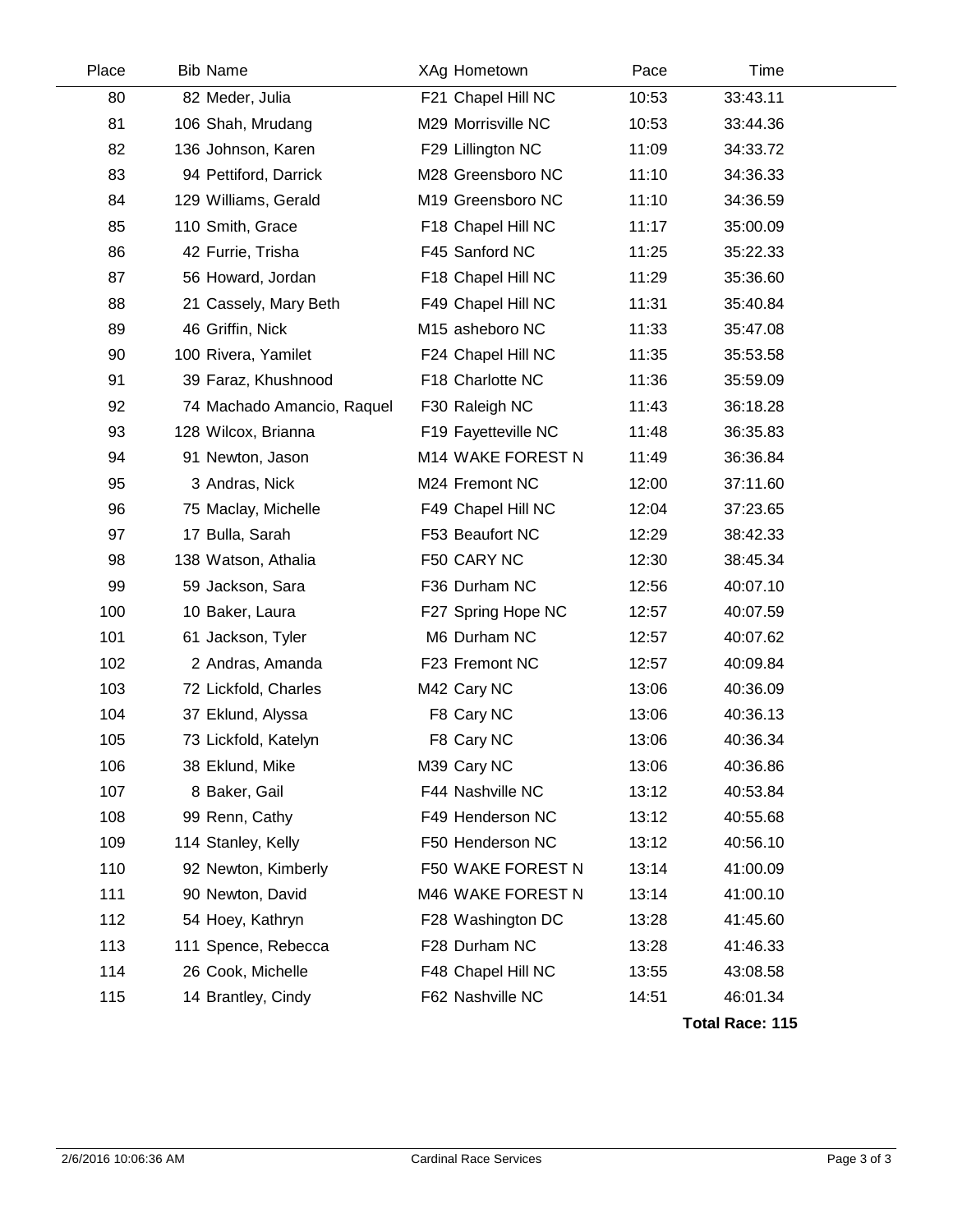| Place | Bib | Name | XAg | Hometown | Pace | Time |
|---|---|---|---|---|---|---|
| 80 | 82 | Meder, Julia | F21 | Chapel Hill NC | 10:53 | 33:43.11 |
| 81 | 106 | Shah, Mrudang | M29 | Morrisville NC | 10:53 | 33:44.36 |
| 82 | 136 | Johnson, Karen | F29 | Lillington NC | 11:09 | 34:33.72 |
| 83 | 94 | Pettiford, Darrick | M28 | Greensboro NC | 11:10 | 34:36.33 |
| 84 | 129 | Williams, Gerald | M19 | Greensboro NC | 11:10 | 34:36.59 |
| 85 | 110 | Smith, Grace | F18 | Chapel Hill NC | 11:17 | 35:00.09 |
| 86 | 42 | Furrie, Trisha | F45 | Sanford NC | 11:25 | 35:22.33 |
| 87 | 56 | Howard, Jordan | F18 | Chapel Hill NC | 11:29 | 35:36.60 |
| 88 | 21 | Cassely, Mary Beth | F49 | Chapel Hill NC | 11:31 | 35:40.84 |
| 89 | 46 | Griffin, Nick | M15 | asheboro NC | 11:33 | 35:47.08 |
| 90 | 100 | Rivera, Yamilet | F24 | Chapel Hill NC | 11:35 | 35:53.58 |
| 91 | 39 | Faraz, Khushnood | F18 | Charlotte NC | 11:36 | 35:59.09 |
| 92 | 74 | Machado Amancio, Raquel | F30 | Raleigh NC | 11:43 | 36:18.28 |
| 93 | 128 | Wilcox, Brianna | F19 | Fayetteville NC | 11:48 | 36:35.83 |
| 94 | 91 | Newton, Jason | M14 | WAKE FOREST N | 11:49 | 36:36.84 |
| 95 | 3 | Andras, Nick | M24 | Fremont NC | 12:00 | 37:11.60 |
| 96 | 75 | Maclay, Michelle | F49 | Chapel Hill NC | 12:04 | 37:23.65 |
| 97 | 17 | Bulla, Sarah | F53 | Beaufort NC | 12:29 | 38:42.33 |
| 98 | 138 | Watson, Athalia | F50 | CARY NC | 12:30 | 38:45.34 |
| 99 | 59 | Jackson, Sara | F36 | Durham NC | 12:56 | 40:07.10 |
| 100 | 10 | Baker, Laura | F27 | Spring Hope NC | 12:57 | 40:07.59 |
| 101 | 61 | Jackson, Tyler | M6 | Durham NC | 12:57 | 40:07.62 |
| 102 | 2 | Andras, Amanda | F23 | Fremont NC | 12:57 | 40:09.84 |
| 103 | 72 | Lickfold, Charles | M42 | Cary NC | 13:06 | 40:36.09 |
| 104 | 37 | Eklund, Alyssa | F8 | Cary NC | 13:06 | 40:36.13 |
| 105 | 73 | Lickfold, Katelyn | F8 | Cary NC | 13:06 | 40:36.34 |
| 106 | 38 | Eklund, Mike | M39 | Cary NC | 13:06 | 40:36.86 |
| 107 | 8 | Baker, Gail | F44 | Nashville NC | 13:12 | 40:53.84 |
| 108 | 99 | Renn, Cathy | F49 | Henderson NC | 13:12 | 40:55.68 |
| 109 | 114 | Stanley, Kelly | F50 | Henderson NC | 13:12 | 40:56.10 |
| 110 | 92 | Newton, Kimberly | F50 | WAKE FOREST N | 13:14 | 41:00.09 |
| 111 | 90 | Newton, David | M46 | WAKE FOREST N | 13:14 | 41:00.10 |
| 112 | 54 | Hoey, Kathryn | F28 | Washington DC | 13:28 | 41:45.60 |
| 113 | 111 | Spence, Rebecca | F28 | Durham NC | 13:28 | 41:46.33 |
| 114 | 26 | Cook, Michelle | F48 | Chapel Hill NC | 13:55 | 43:08.58 |
| 115 | 14 | Brantley, Cindy | F62 | Nashville NC | 14:51 | 46:01.34 |

**Total Race: 115**

2/6/2016 10:06:36 AM Cardinal Race Services